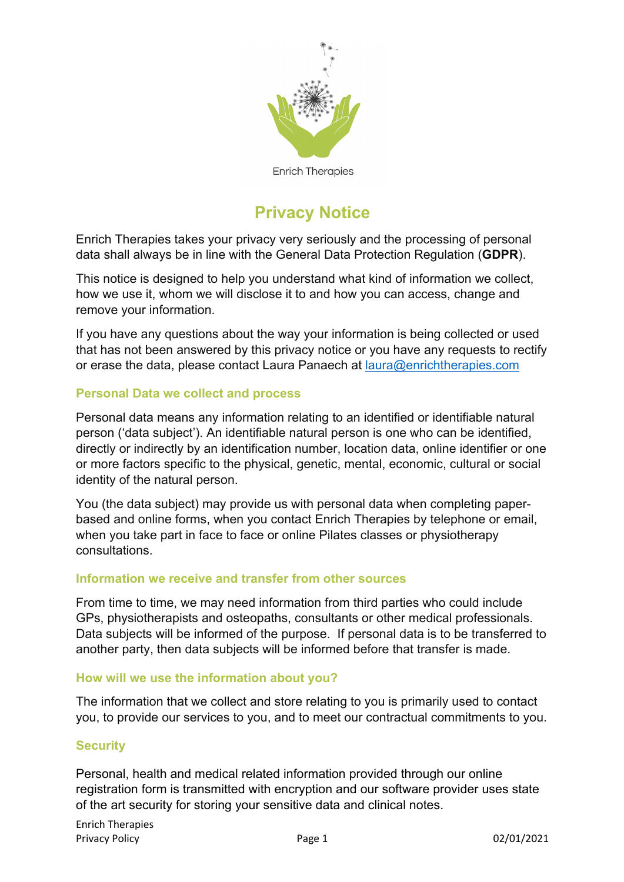Enrich Therapies

# Privacy Notice

Enrich Therapies takes your privacy very seriously and the processing of personal data shall always be in line with the General Data Protection Regulation (**GDPR**).

This notice is designed to help you understand what kind of information we collect, how we use it, whom we will disclose it to and how you can access, change and remove your information.

If you have any questions about the way your information is being collected or used that has not been answered by this privacy notice or you have any requests to rectify or erase the data, please contact Laura Panaech at laura@enrichtherapies.com

## Personal Data we collect and process

Personal data means any information relating to an identified or identifiable natural person ('data subject'). An identifiable natural person is one who can be identified, directly or indirectly by an identification number, location data, online identifier or one or more factors specific to the physical, genetic, mental, economic, cultural or social identity of the natural person.

You (the data subject) may provide us with personal data when completing paper-based and online forms, when you contact Enrich Therapies by telephone or email, when you take part in face to face or online Pilates classes or physiotherapy consultations.

## Information we receive and transfer from other sources

From time to time, we may need information from third parties who could include GPs, physiotherapists and osteopaths, consultants or other medical professionals. Data subjects will be informed of the purpose. If personal data is to be transferred to another party, then data subjects will be informed before that transfer is made.

## How will we use the information about you?

The information that we collect and store relating to you is primarily used to contact you, to provide our services to you, and to meet our contractual commitments to you.

## Security

Personal, health and medical related information provided through our online registration form is transmitted with encryption and our software provider uses state of the art security for storing your sensitive data and clinical notes.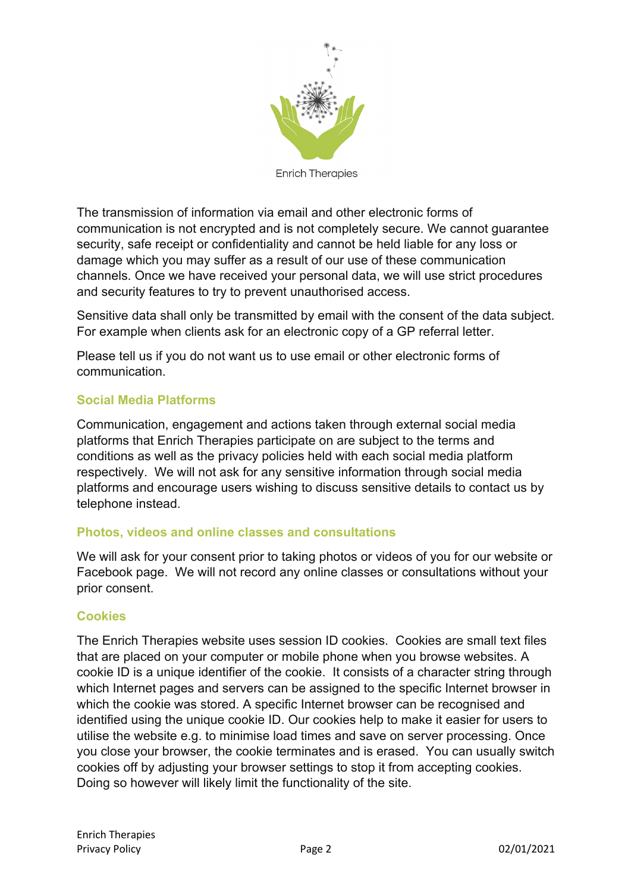The transmission of information via email and other electronic forms of communication is not encrypted and is not completely secure. We cannot guarantee security, safe receipt or confidentiality and cannot be held liable for any loss or damage which you may suffer as a result of our use of these communication channels. Once we have received your personal data, we will use strict procedures and security features to try to prevent unauthorised access.

Sensitive data shall only be transmitted by email with the consent of the data subject. For example when clients ask for an electronic copy of a GP referral letter.

Please tell us if you do not want us to use email or other electronic forms of communication.

## Social Media Platforms

Communication, engagement and actions taken through external social media platforms that Enrich Therapies participate on are subject to the terms and conditions as well as the privacy policies held with each social media platform respectively. We will not ask for any sensitive information through social media platforms and encourage users wishing to discuss sensitive details to contact us by telephone instead.

## Photos, videos and online classes and consultations

We will ask for your consent prior to taking photos or videos of you for our website or Facebook page. We will not record any online classes or consultations without your prior consent.

## Cookies

The Enrich Therapies website uses session ID cookies. Cookies are small text files that are placed on your computer or mobile phone when you browse websites. A cookie ID is a unique identifier of the cookie. It consists of a character string through which Internet pages and servers can be assigned to the specific Internet browser in which the cookie was stored. A specific Internet browser can be recognised and identified using the unique cookie ID. Our cookies help to make it easier for users to utilise the website e.g. to minimise load times and save on server processing. Once you close your browser, the cookie terminates and is erased. You can usually switch cookies off by adjusting your browser settings to stop it from accepting cookies. Doing so however will likely limit the functionality of the site.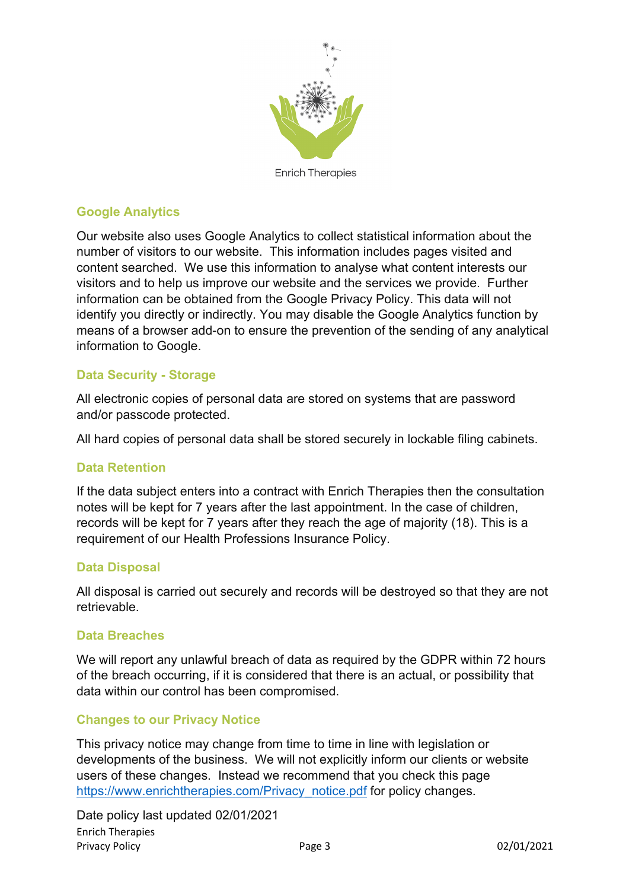## Google Analytics

Our website also uses Google Analytics to collect statistical information about the number of visitors to our website. This information includes pages visited and content searched. We use this information to analyse what content interests our visitors and to help us improve our website and the services we provide. Further information can be obtained from the Google Privacy Policy. This data will not identify you directly or indirectly. You may disable the Google Analytics function by means of a browser add-on to ensure the prevention of the sending of any analytical information to Google.

## Data Security - Storage

All electronic copies of personal data are stored on systems that are password and/or passcode protected.

All hard copies of personal data shall be stored securely in lockable filing cabinets.

## Data Retention

If the data subject enters into a contract with Enrich Therapies then the consultation notes will be kept for 7 years after the last appointment. In the case of children, records will be kept for 7 years after they reach the age of majority (18). This is a requirement of our Health Professions Insurance Policy.

## Data Disposal

All disposal is carried out securely and records will be destroyed so that they are not retrievable.

## Data Breaches

We will report any unlawful breach of data as required by the GDPR within 72 hours of the breach occurring, if it is considered that there is an actual, or possibility that data within our control has been compromised.

## Changes to our Privacy Notice

This privacy notice may change from time to time in line with legislation or developments of the business. We will not explicitly inform our clients or website users of these changes. Instead we recommend that you check this page https://www.enrichtherapies.com/Privacy_notice.pdf for policy changes.

Date policy last updated 02/01/2021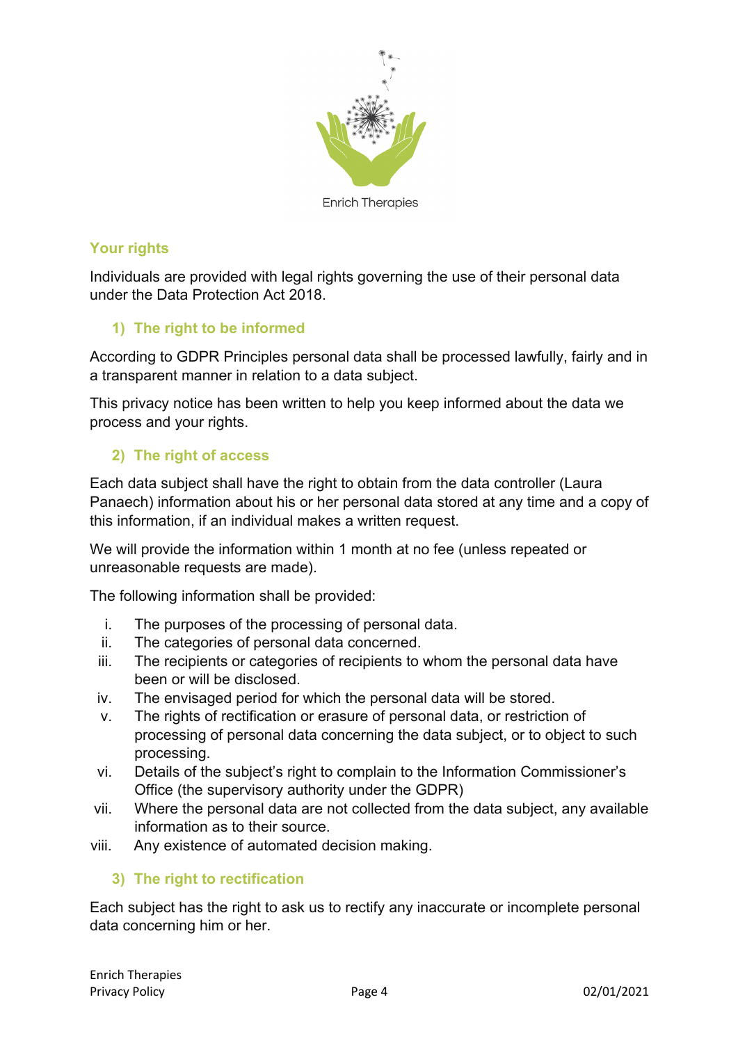## Your rights

Individuals are provided with legal rights governing the use of their personal data under the Data Protection Act 2018.

### 1) The right to be informed

According to GDPR Principles personal data shall be processed lawfully, fairly and in a transparent manner in relation to a data subject.

This privacy notice has been written to help you keep informed about the data we process and your rights.

### 2) The right of access

Each data subject shall have the right to obtain from the data controller (Laura Panaech) information about his or her personal data stored at any time and a copy of this information, if an individual makes a written request.

We will provide the information within 1 month at no fee (unless repeated or unreasonable requests are made).

The following information shall be provided:

i. The purposes of the processing of personal data.
ii. The categories of personal data concerned.
iii. The recipients or categories of recipients to whom the personal data have been or will be disclosed.
iv. The envisaged period for which the personal data will be stored.
v. The rights of rectification or erasure of personal data, or restriction of processing of personal data concerning the data subject, or to object to such processing.
vi. Details of the subject's right to complain to the Information Commissioner's Office (the supervisory authority under the GDPR)
vii. Where the personal data are not collected from the data subject, any available information as to their source.
viii. Any existence of automated decision making.

### 3) The right to rectification

Each subject has the right to ask us to rectify any inaccurate or incomplete personal data concerning him or her.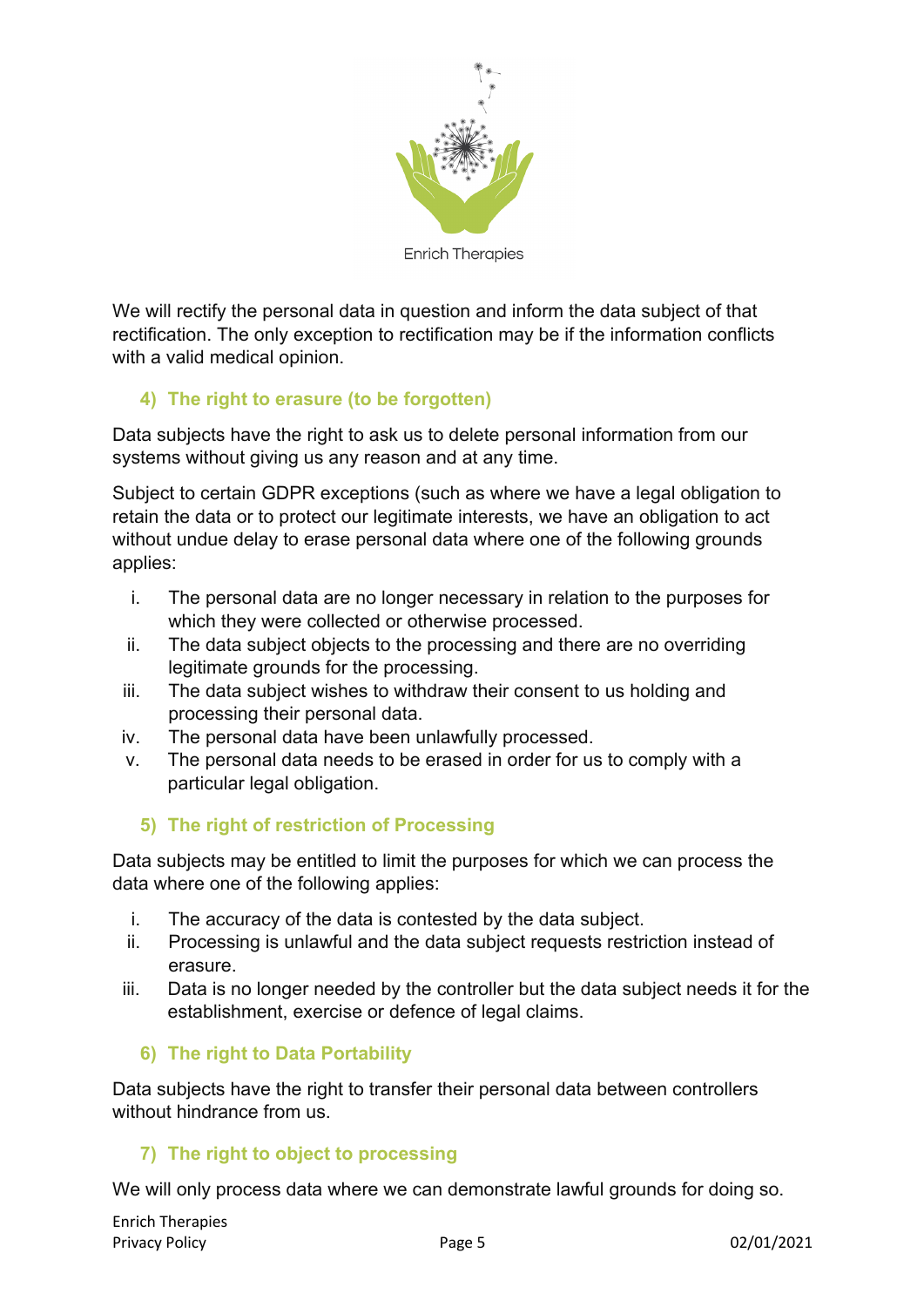We will rectify the personal data in question and inform the data subject of that rectification. The only exception to rectification may be if the information conflicts with a valid medical opinion.

### 4) The right to erasure (to be forgotten)

Data subjects have the right to ask us to delete personal information from our systems without giving us any reason and at any time.

Subject to certain GDPR exceptions (such as where we have a legal obligation to retain the data or to protect our legitimate interests, we have an obligation to act without undue delay to erase personal data where one of the following grounds applies:

i. The personal data are no longer necessary in relation to the purposes for which they were collected or otherwise processed.
ii. The data subject objects to the processing and there are no overriding legitimate grounds for the processing.
iii. The data subject wishes to withdraw their consent to us holding and processing their personal data.
iv. The personal data have been unlawfully processed.
v. The personal data needs to be erased in order for us to comply with a particular legal obligation.

### 5) The right of restriction of Processing

Data subjects may be entitled to limit the purposes for which we can process the data where one of the following applies:

i. The accuracy of the data is contested by the data subject.
ii. Processing is unlawful and the data subject requests restriction instead of erasure.
iii. Data is no longer needed by the controller but the data subject needs it for the establishment, exercise or defence of legal claims.

### 6) The right to Data Portability

Data subjects have the right to transfer their personal data between controllers without hindrance from us.

### 7) The right to object to processing

We will only process data where we can demonstrate lawful grounds for doing so.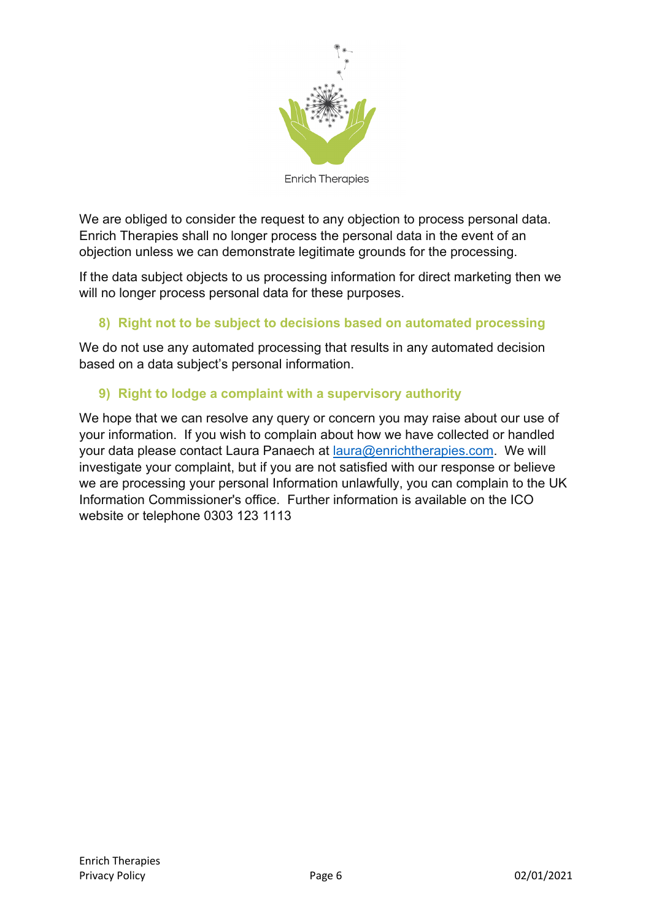Enrich Therapies

We are obliged to consider the request to any objection to process personal data. Enrich Therapies shall no longer process the personal data in the event of an objection unless we can demonstrate legitimate grounds for the processing.

If the data subject objects to us processing information for direct marketing then we will no longer process personal data for these purposes.

### 8) Right not to be subject to decisions based on automated processing

We do not use any automated processing that results in any automated decision based on a data subject's personal information.

### 9) Right to lodge a complaint with a supervisory authority

We hope that we can resolve any query or concern you may raise about our use of your information. If you wish to complain about how we have collected or handled your data please contact Laura Panaech at laura@enrichtherapies.com. We will investigate your complaint, but if you are not satisfied with our response or believe we are processing your personal Information unlawfully, you can complain to the UK Information Commissioner's office. Further information is available on the ICO website or telephone 0303 123 1113